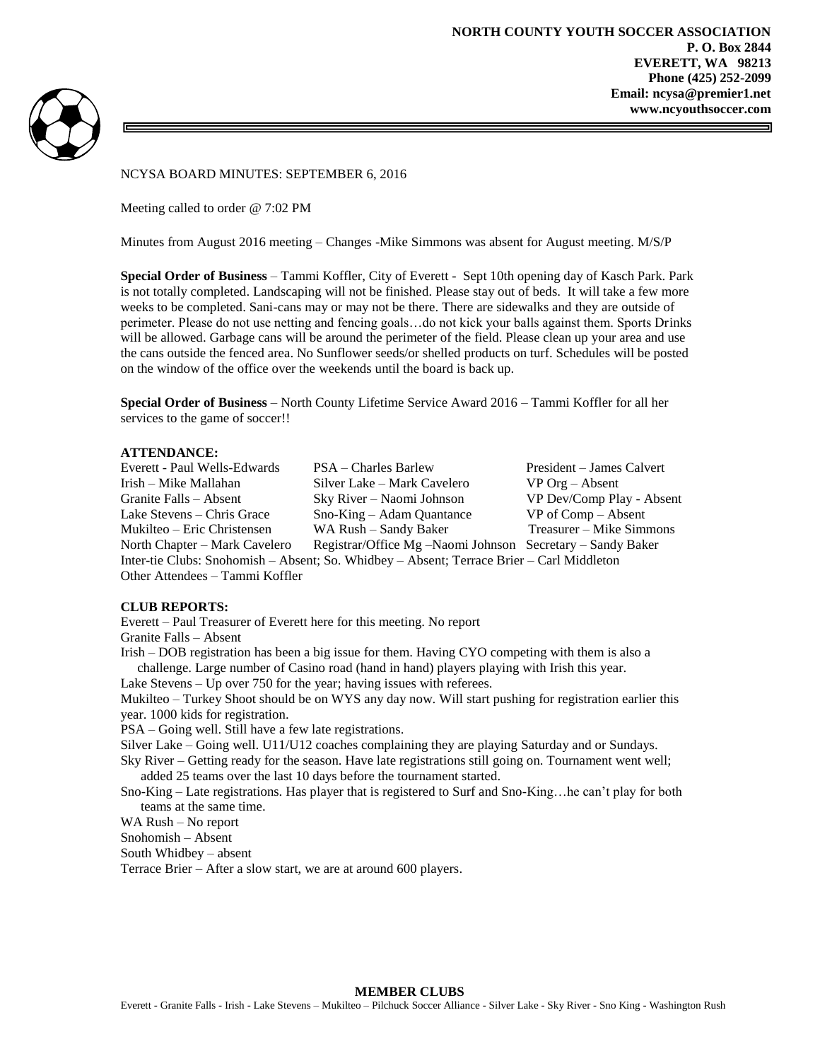**NORTH COUNTY YOUTH SOCCER ASSOCIATION**
**P. O. Box 2844**
**EVERETT, WA 98213**
**Phone (425) 252-2099**
**Email: ncysa@premier1.net**
**www.ncyouthsoccer.com**

NCYSA BOARD MINUTES: SEPTEMBER 6, 2016

Meeting called to order @ 7:02 PM

Minutes from August 2016 meeting – Changes -Mike Simmons was absent for August meeting. M/S/P

**Special Order of Business** – Tammi Koffler, City of Everett - Sept 10th opening day of Kasch Park. Park is not totally completed. Landscaping will not be finished. Please stay out of beds. It will take a few more weeks to be completed. Sani-cans may or may not be there. There are sidewalks and they are outside of perimeter. Please do not use netting and fencing goals…do not kick your balls against them. Sports Drinks will be allowed. Garbage cans will be around the perimeter of the field. Please clean up your area and use the cans outside the fenced area. No Sunflower seeds/or shelled products on turf. Schedules will be posted on the window of the office over the weekends until the board is back up.

**Special Order of Business** – North County Lifetime Service Award 2016 – Tammi Koffler for all her services to the game of soccer!!

**ATTENDANCE:**

| | | |
|---|---|---|
| Everett - Paul Wells-Edwards | PSA – Charles Barlew | President – James Calvert |
| Irish – Mike Mallahan | Silver Lake – Mark Cavelero | VP Org – Absent |
| Granite Falls – Absent | Sky River – Naomi Johnson | VP Dev/Comp Play - Absent |
| Lake Stevens – Chris Grace | Sno-King – Adam Quantance | VP of Comp – Absent |
| Mukilteo – Eric Christensen | WA Rush – Sandy Baker | Treasurer – Mike Simmons |
| North Chapter – Mark Cavelero | Registrar/Office Mg –Naomi Johnson | Secretary – Sandy Baker |

Inter-tie Clubs: Snohomish – Absent; So. Whidbey – Absent; Terrace Brier – Carl Middleton
Other Attendees – Tammi Koffler

**CLUB REPORTS:**

Everett – Paul Treasurer of Everett here for this meeting. No report
Granite Falls – Absent
Irish – DOB registration has been a big issue for them. Having CYO competing with them is also a challenge. Large number of Casino road (hand in hand) players playing with Irish this year.
Lake Stevens – Up over 750 for the year; having issues with referees.
Mukilteo – Turkey Shoot should be on WYS any day now. Will start pushing for registration earlier this year. 1000 kids for registration.
PSA – Going well. Still have a few late registrations.
Silver Lake – Going well. U11/U12 coaches complaining they are playing Saturday and or Sundays.
Sky River – Getting ready for the season. Have late registrations still going on. Tournament went well; added 25 teams over the last 10 days before the tournament started.
Sno-King – Late registrations. Has player that is registered to Surf and Sno-King…he can't play for both teams at the same time.
WA Rush – No report
Snohomish – Absent
South Whidbey – absent
Terrace Brier – After a slow start, we are at around 600 players.

**MEMBER CLUBS**
Everett - Granite Falls - Irish - Lake Stevens – Mukilteo – Pilchuck Soccer Alliance - Silver Lake - Sky River - Sno King - Washington Rush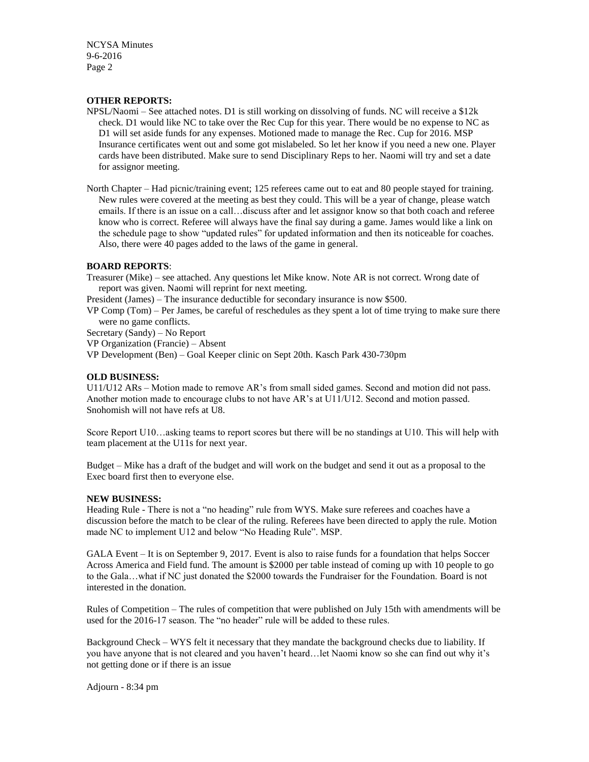**OTHER REPORTS:**

NPSL/Naomi – See attached notes. D1 is still working on dissolving of funds. NC will receive a $12k check. D1 would like NC to take over the Rec Cup for this year. There would be no expense to NC as D1 will set aside funds for any expenses. Motioned made to manage the Rec. Cup for 2016. MSP Insurance certificates went out and some got mislabeled. So let her know if you need a new one. Player cards have been distributed. Make sure to send Disciplinary Reps to her. Naomi will try and set a date for assignor meeting.

North Chapter – Had picnic/training event; 125 referees came out to eat and 80 people stayed for training. New rules were covered at the meeting as best they could. This will be a year of change, please watch emails. If there is an issue on a call…discuss after and let assignor know so that both coach and referee know who is correct. Referee will always have the final say during a game. James would like a link on the schedule page to show "updated rules" for updated information and then its noticeable for coaches. Also, there were 40 pages added to the laws of the game in general.

**BOARD REPORTS**:

Treasurer (Mike) – see attached. Any questions let Mike know. Note AR is not correct. Wrong date of report was given. Naomi will reprint for next meeting.

President (James) – The insurance deductible for secondary insurance is now $500.

VP Comp (Tom) – Per James, be careful of reschedules as they spent a lot of time trying to make sure there were no game conflicts.

Secretary (Sandy) – No Report

VP Organization (Francie) – Absent

VP Development (Ben) – Goal Keeper clinic on Sept 20th. Kasch Park 430-730pm

**OLD BUSINESS:**

U11/U12 ARs – Motion made to remove AR's from small sided games. Second and motion did not pass. Another motion made to encourage clubs to not have AR's at U11/U12. Second and motion passed. Snohomish will not have refs at U8.

Score Report U10…asking teams to report scores but there will be no standings at U10. This will help with team placement at the U11s for next year.

Budget – Mike has a draft of the budget and will work on the budget and send it out as a proposal to the Exec board first then to everyone else.

**NEW BUSINESS:**

Heading Rule - There is not a "no heading" rule from WYS. Make sure referees and coaches have a discussion before the match to be clear of the ruling. Referees have been directed to apply the rule. Motion made NC to implement U12 and below "No Heading Rule". MSP.

GALA Event – It is on September 9, 2017. Event is also to raise funds for a foundation that helps Soccer Across America and Field fund. The amount is $2000 per table instead of coming up with 10 people to go to the Gala…what if NC just donated the $2000 towards the Fundraiser for the Foundation. Board is not interested in the donation.

Rules of Competition – The rules of competition that were published on July 15th with amendments will be used for the 2016-17 season. The "no header" rule will be added to these rules.

Background Check – WYS felt it necessary that they mandate the background checks due to liability. If you have anyone that is not cleared and you haven't heard…let Naomi know so she can find out why it's not getting done or if there is an issue

Adjourn - 8:34 pm